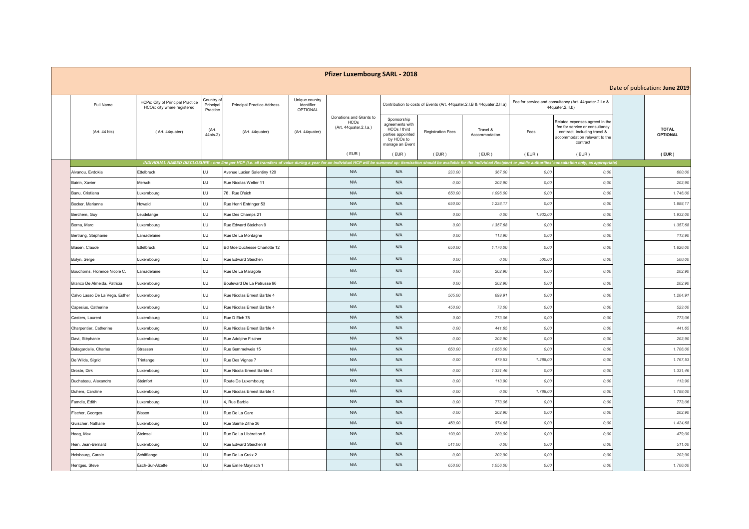# Pfizer Luxembourg SARL - 2018

Date of publication: **June 2019**

| Full Name | HCPs: City of Principal Practice HCOs: city where registered | Country of Principal Practice | Principal Practice Address | Unique country identifier OPTIONAL | Donations and Grants to HCOs (Art. 44quater.2.I.a.) | Contribution to costs of Events (Art. 44quater.2.I.B & 44quater.2.II.a) | | | Fee for service and consultancy (Art. 44quater.2.I.c & 44quater.2.II.b) | | TOTAL OPTIONAL |
|---|---|---|---|---|---|---|---|---|---|---|---|
| (Art. 44 bis) | ( Art. 44quater) | (Art. 44bis.2) | (Art. 44quater) | (Art. 44quater) | | Sponsorship agreements with HCOs / third parties appointed by HCOs to manage an Event | Registration Fees | Travel & Accommodation | Fees | Related expenses agreed in the fee for service or consultancy contract, including travel & accommodation relevant to the contract | |
| | | | | | ( EUR ) | ( EUR ) | ( EUR ) | ( EUR ) | ( EUR ) | ( EUR ) | ( EUR ) |
| *INDIVIDUAL NAMED DISCLOSURE - one line per HCP (i.e. all transfers of value during a year for an individual HCP will be summed up: itemization should be available for the individual Recipient or public authorities' consultation only, as appropriate)* | | | | | | | | | | | |
| Alvanou, Evdokia | Ettelbruck | LU | Avenue Lucien Salentiny 120 | | N/A | N/A | 233,00 | 367,00 | 0,00 | 0,00 | 600,00 |
| Bairin, Xavier | Mersch | LU | Rue Nicolas Welter 11 | | N/A | N/A | 0,00 | 202,90 | 0,00 | 0,00 | 202,90 |
| Banu, Cristiana | Luxembourg | LU | 76 , Rue D'eich | | N/A | N/A | 650,00 | 1.096,00 | 0,00 | 0,00 | 1.746,00 |
| Becker, Marianne | Howald | LU | Rue Henri Entringer 53 | | N/A | N/A | 650,00 | 1.238,17 | 0,00 | 0,00 | 1.888,17 |
| Berchem, Guy | Leudelange | LU | Rue Des Champs 21 | | N/A | N/A | 0,00 | 0,00 | 1.932,00 | 0,00 | 1.932,00 |
| Berna, Marc | Luxembourg | LU | Rue Edward Steichen 9 | | N/A | N/A | 0,00 | 1.357,68 | 0,00 | 0,00 | 1.357,68 |
| Bertrang, Stéphanie | Lamadelaine | LU | Rue De La Montagne | | N/A | N/A | 0,00 | 113,90 | 0,00 | 0,00 | 113,90 |
| Blasen, Claude | Ettelbruck | LU | Bd Gde Duchesse Charlotte 12 | | N/A | N/A | 650,00 | 1.176,00 | 0,00 | 0,00 | 1.826,00 |
| Bolyn, Serge | Luxembourg | LU | Rue Edward Steichen | | N/A | N/A | 0,00 | 0,00 | 500,00 | 0,00 | 500,00 |
| Bouchoms, Florence Nicole C. | Lamadelaine | LU | Rue De La Maragole | | N/A | N/A | 0,00 | 202,90 | 0,00 | 0,00 | 202,90 |
| Branco De Almeida, Patricia | Luxembourg | LU | Boulevard De La Petrusse 96 | | N/A | N/A | 0,00 | 202,90 | 0,00 | 0,00 | 202,90 |
| Calvo Lasso De La Vega, Esther | Luxembourg | LU | Rue Nicolas Ernest Barble 4 | | N/A | N/A | 505,00 | 699,91 | 0,00 | 0,00 | 1.204,91 |
| Capesius, Catherine | Luxembourg | LU | Rue Nicolas Ernest Barble 4 | | N/A | N/A | 450,00 | 73,00 | 0,00 | 0,00 | 523,00 |
| Casters, Laurent | Luxembourg | LU | Rue D Eich 78 | | N/A | N/A | 0,00 | 773,06 | 0,00 | 0,00 | 773,06 |
| Charpentier, Catherine | Luxembourg | LU | Rue Nicolas Ernest Barble 4 | | N/A | N/A | 0,00 | 441,65 | 0,00 | 0,00 | 441,65 |
| Davi, Stéphanie | Luxembourg | LU | Rue Adolphe Fischer | | N/A | N/A | 0,00 | 202,90 | 0,00 | 0,00 | 202,90 |
| Delagardelle, Charles | Strassen | LU | Rue Semmelweis 15 | | N/A | N/A | 650,00 | 1.056,00 | 0,00 | 0,00 | 1.706,00 |
| De Wilde, Sigrid | Trintange | LU | Rue Des Vignes 7 | | N/A | N/A | 0,00 | 479,53 | 1.288,00 | 0,00 | 1.767,53 |
| Droste, Dirk | Luxembourg | LU | Rue Nicola Ernest Barble 4 | | N/A | N/A | 0,00 | 1.331,46 | 0,00 | 0,00 | 1.331,46 |
| Duchateau, Alexandre | Steinfort | LU | Route De Luxembourg | | N/A | N/A | 0,00 | 113,90 | 0,00 | 0,00 | 113,90 |
| Duhem, Caroline | Luxembourg | LU | Rue Nicolas Ernest Barble 4 | | N/A | N/A | 0,00 | 0,00 | 1.788,00 | 0,00 | 1.788,00 |
| Famdie, Edith | Luxembourg | LU | 4, Rue Barble | | N/A | N/A | 0,00 | 773,06 | 0,00 | 0,00 | 773,06 |
| Fischer, Georges | Bissen | LU | Rue De La Gare | | N/A | N/A | 0,00 | 202,90 | 0,00 | 0,00 | 202,90 |
| Guischer, Nathalie | Luxembourg | LU | Rue Sainte Zithe 36 | | N/A | N/A | 450,00 | 974,68 | 0,00 | 0,00 | 1.424,68 |
| Haag, Max | Steinsel | LU | Rue De La Libération 5 | | N/A | N/A | 190,00 | 289,00 | 0,00 | 0,00 | 479,00 |
| Hein, Jean-Bernard | Luxembourg | LU | Rue Edward Steichen 9 | | N/A | N/A | 511,00 | 0,00 | 0,00 | 0,00 | 511,00 |
| Heisbourg, Carole | Schifflange | LU | Rue De La Croix 2 | | N/A | N/A | 0,00 | 202,90 | 0,00 | 0,00 | 202,90 |
| Hentges, Steve | Esch-Sur-Alzette | LU | Rue Emile Mayrisch 1 | | N/A | N/A | 650,00 | 1.056,00 | 0,00 | 0,00 | 1.706,00 |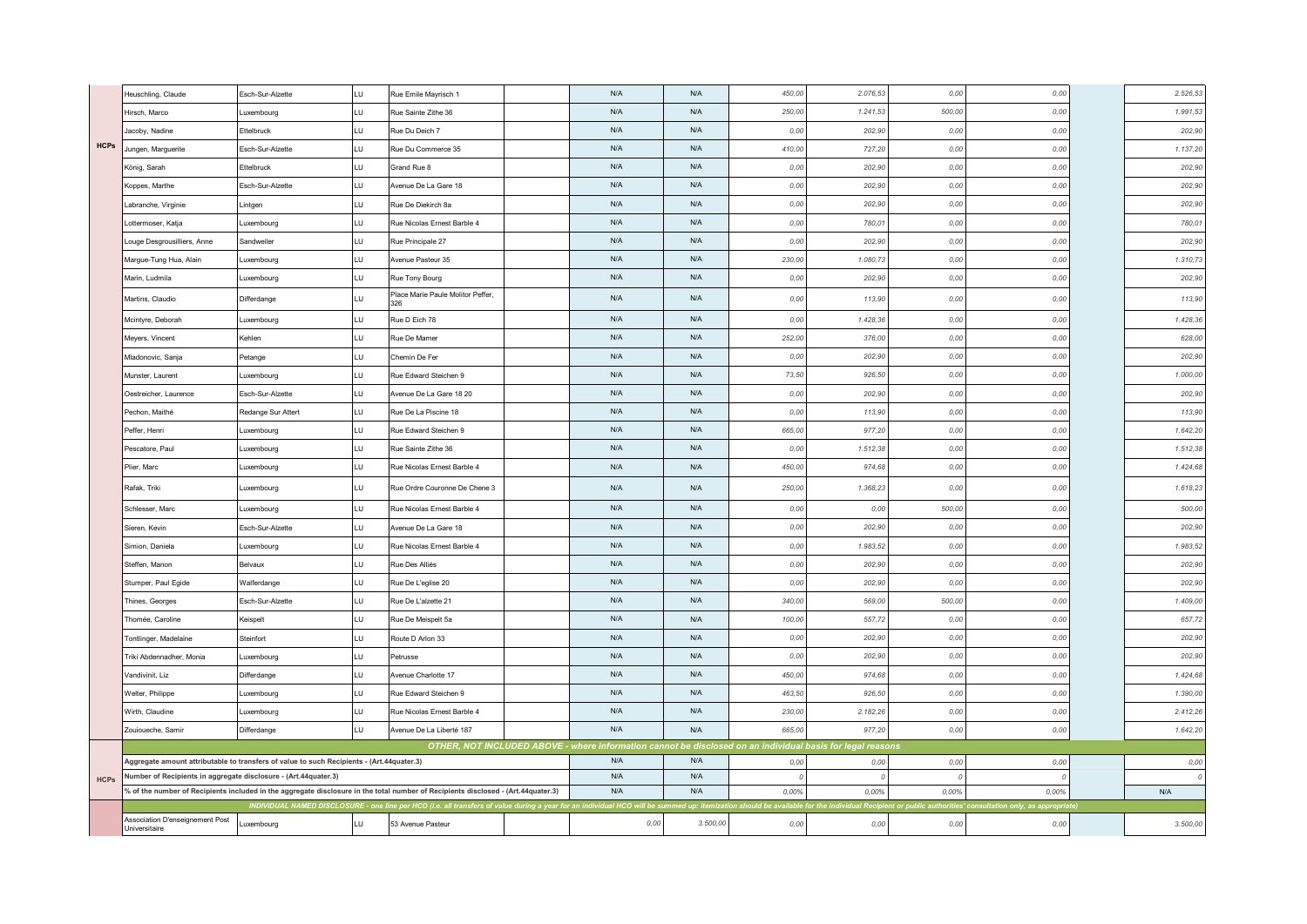| | | | | | | | | | | | | | |
|---|---|---|---|---|---|---|---|---|---|---|---|---|---|
| **HCPs** | Heuschling, Claude | Esch-Sur-Alzette | LU | Rue Emile Mayrisch 1 | | N/A | N/A | 450,00 | 2.076,53 | 0,00 | 0,00 | | 2.526,53 |
| | Hirsch, Marco | Luxembourg | LU | Rue Sainte Zithe 36 | | N/A | N/A | 250,00 | 1.241,53 | 500,00 | 0,00 | | 1.991,53 |
| | Jacoby, Nadine | Ettelbruck | LU | Rue Du Deich 7 | | N/A | N/A | 0,00 | 202,90 | 0,00 | 0,00 | | 202,90 |
| | Jungen, Marguerite | Esch-Sur-Alzette | LU | Rue Du Commerce 35 | | N/A | N/A | 410,00 | 727,20 | 0,00 | 0,00 | | 1.137,20 |
| | König, Sarah | Ettelbruck | LU | Grand Rue 8 | | N/A | N/A | 0,00 | 202,90 | 0,00 | 0,00 | | 202,90 |
| | Koppes, Marthe | Esch-Sur-Alzette | LU | Avenue De La Gare 18 | | N/A | N/A | 0,00 | 202,90 | 0,00 | 0,00 | | 202,90 |
| | Labranche, Virginie | Lintgen | LU | Rue De Diekirch 8a | | N/A | N/A | 0,00 | 202,90 | 0,00 | 0,00 | | 202,90 |
| | Lottermoser, Katja | Luxembourg | LU | Rue Nicolas Ernest Barble 4 | | N/A | N/A | 0,00 | 780,01 | 0,00 | 0,00 | | 780,01 |
| | Louge Desgrousilliers, Anne | Sandweiler | LU | Rue Principale 27 | | N/A | N/A | 0,00 | 202,90 | 0,00 | 0,00 | | 202,90 |
| | Margue-Tung Hua, Alain | Luxembourg | LU | Avenue Pasteur 35 | | N/A | N/A | 230,00 | 1.080,73 | 0,00 | 0,00 | | 1.310,73 |
| | Marin, Ludmila | Luxembourg | LU | Rue Tony Bourg | | N/A | N/A | 0,00 | 202,90 | 0,00 | 0,00 | | 202,90 |
| | Martins, Claudio | Differdange | LU | Place Marie Paule Molitor Peffer, 326 | | N/A | N/A | 0,00 | 113,90 | 0,00 | 0,00 | | 113,90 |
| | Mcintyre, Deborah | Luxembourg | LU | Rue D Eich 78 | | N/A | N/A | 0,00 | 1.428,36 | 0,00 | 0,00 | | 1.428,36 |
| | Meyers, Vincent | Kehlen | LU | Rue De Mamer | | N/A | N/A | 252,00 | 376,00 | 0,00 | 0,00 | | 628,00 |
| | Mladonovic, Sanja | Petange | LU | Chemin De Fer | | N/A | N/A | 0,00 | 202,90 | 0,00 | 0,00 | | 202,90 |
| | Munster, Laurent | Luxembourg | LU | Rue Edward Steichen 9 | | N/A | N/A | 73,50 | 926,50 | 0,00 | 0,00 | | 1.000,00 |
| | Oestreicher, Laurence | Esch-Sur-Alzette | LU | Avenue De La Gare 18 20 | | N/A | N/A | 0,00 | 202,90 | 0,00 | 0,00 | | 202,90 |
| | Pechon, Maithé | Redange Sur Attert | LU | Rue De La Piscine 18 | | N/A | N/A | 0,00 | 113,90 | 0,00 | 0,00 | | 113,90 |
| | Peffer, Henri | Luxembourg | LU | Rue Edward Steichen 9 | | N/A | N/A | 665,00 | 977,20 | 0,00 | 0,00 | | 1.642,20 |
| | Pescatore, Paul | Luxembourg | LU | Rue Sainte Zithe 36 | | N/A | N/A | 0,00 | 1.512,38 | 0,00 | 0,00 | | 1.512,38 |
| | Plier, Marc | Luxembourg | LU | Rue Nicolas Ernest Barble 4 | | N/A | N/A | 450,00 | 974,68 | 0,00 | 0,00 | | 1.424,68 |
| | Rafak, Triki | Luxembourg | LU | Rue Ordre Couronne De Chene 3 | | N/A | N/A | 250,00 | 1.368,23 | 0,00 | 0,00 | | 1.618,23 |
| | Schlesser, Marc | Luxembourg | LU | Rue Nicolas Ernest Barble 4 | | N/A | N/A | 0,00 | 0,00 | 500,00 | 0,00 | | 500,00 |
| | Sieren, Kevin | Esch-Sur-Alzette | LU | Avenue De La Gare 18 | | N/A | N/A | 0,00 | 202,90 | 0,00 | 0,00 | | 202,90 |
| | Simion, Daniela | Luxembourg | LU | Rue Nicolas Ernest Barble 4 | | N/A | N/A | 0,00 | 1.983,52 | 0,00 | 0,00 | | 1.983,52 |
| | Steffen, Manon | Belvaux | LU | Rue Des Alliés | | N/A | N/A | 0,00 | 202,90 | 0,00 | 0,00 | | 202,90 |
| | Stumper, Paul Egide | Walferdange | LU | Rue De L'eglise 20 | | N/A | N/A | 0,00 | 202,90 | 0,00 | 0,00 | | 202,90 |
| | Thines, Georges | Esch-Sur-Alzette | LU | Rue De L'alzette 21 | | N/A | N/A | 340,00 | 569,00 | 500,00 | 0,00 | | 1.409,00 |
| | Thomée, Caroline | Keispelt | LU | Rue De Meispelt 5a | | N/A | N/A | 100,00 | 557,72 | 0,00 | 0,00 | | 657,72 |
| | Tontlinger, Madelaine | Steinfort | LU | Route D Arlon 33 | | N/A | N/A | 0,00 | 202,90 | 0,00 | 0,00 | | 202,90 |
| | Triki Abdennadher, Monia | Luxembourg | LU | Petrusse | | N/A | N/A | 0,00 | 202,90 | 0,00 | 0,00 | | 202,90 |
| | Vandivinit, Liz | Differdange | LU | Avenue Charlotte 17 | | N/A | N/A | 450,00 | 974,68 | 0,00 | 0,00 | | 1.424,68 |
| | Welter, Philippe | Luxembourg | LU | Rue Edward Steichen 9 | | N/A | N/A | 463,50 | 926,50 | 0,00 | 0,00 | | 1.390,00 |
| | Wirth, Claudine | Luxembourg | LU | Rue Nicolas Ernest Barble 4 | | N/A | N/A | 230,00 | 2.182,26 | 0,00 | 0,00 | | 2.412,26 |
| | Zouioueche, Samir | Differdange | LU | Avenue De La Liberté 187 | | N/A | N/A | 665,00 | 977,20 | 0,00 | 0,00 | | 1.642,20 |
| | *OTHER, NOT INCLUDED ABOVE - where information cannot be disclosed on an individual basis for legal reasons* | | | | | | | | | | | | |
| **HCPs** | Aggregate amount attributable to transfers of value to such Recipients - (Art.44quater.3) | | | | | N/A | N/A | 0,00 | 0,00 | 0,00 | 0,00 | | 0,00 |
| | Number of Recipients in aggregate disclosure - (Art.44quater.3) | | | | | N/A | N/A | 0 | 0 | 0 | 0 | | 0 |
| | % of the number of Recipients included in the aggregate disclosure in the total number of Recipients disclosed - (Art.44quater.3) | | | | | N/A | N/A | 0,00% | 0,00% | 0,00% | 0,00% | | N/A |
| | *INDIVIDUAL NAMED DISCLOSURE - one line per HCO (i.e. all transfers of value during a year for an individual HCO will be summed up: itemization should be available for the individual Recipient or public authorities' consultation only, as appropriate)* | | | | | | | | | | | | |
| | Association D'enseignement Post Universitaire | Luxembourg | LU | 53 Avenue Pasteur | | 0,00 | 3.500,00 | 0,00 | 0,00 | 0,00 | 0,00 | | 3.500,00 |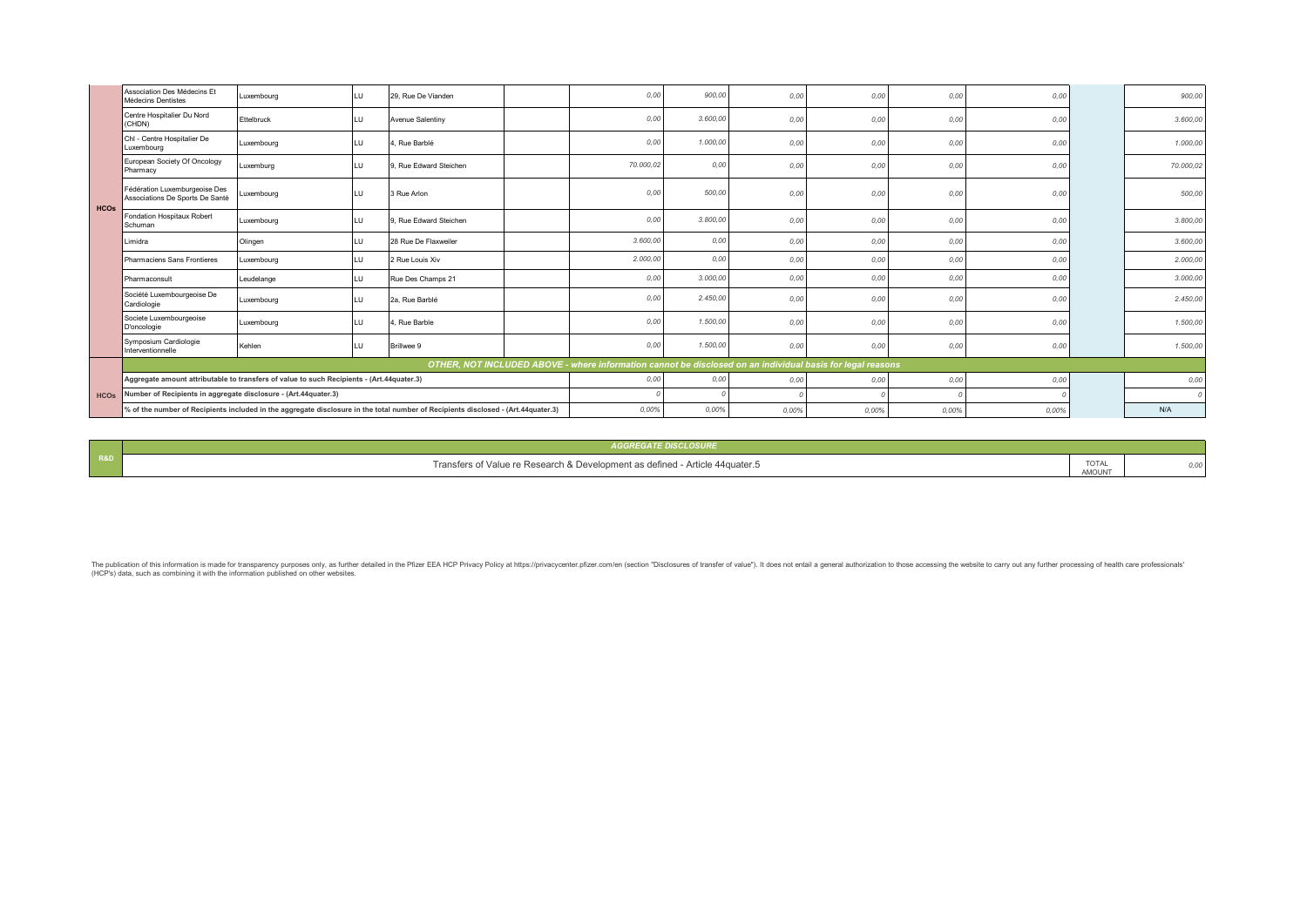| | | | | | | | | | | | | | |
|---|---|---|---|---|---|---|---|---|---|---|---|---|---|
| HCOs | Association Des Médecins Et Médecins Dentistes | Luxembourg | LU | 29, Rue De Vianden | | 0,00 | 900,00 | 0,00 | 0,00 | 0,00 | 0,00 | | 900,00 |
| | Centre Hospitalier Du Nord (CHDN) | Ettelbruck | LU | Avenue Salentiny | | 0,00 | 3.600,00 | 0,00 | 0,00 | 0,00 | 0,00 | | 3.600,00 |
| | Chl - Centre Hospitalier De Luxembourg | Luxembourg | LU | 4, Rue Barblé | | 0,00 | 1.000,00 | 0,00 | 0,00 | 0,00 | 0,00 | | 1.000,00 |
| | European Society Of Oncology Pharmacy | Luxemburg | LU | 9, Rue Edward Steichen | | 70.000,02 | 0,00 | 0,00 | 0,00 | 0,00 | 0,00 | | 70.000,02 |
| | Fédération Luxembourgeoise Des Associations De Sports De Santé | Luxembourg | LU | 3 Rue Arlon | | 0,00 | 500,00 | 0,00 | 0,00 | 0,00 | 0,00 | | 500,00 |
| | Fondation Hospitaux Robert Schuman | Luxembourg | LU | 9, Rue Edward Steichen | | 0,00 | 3.800,00 | 0,00 | 0,00 | 0,00 | 0,00 | | 3.800,00 |
| | Limidra | Olingen | LU | 28 Rue De Flaxweiler | | 3.600,00 | 0,00 | 0,00 | 0,00 | 0,00 | 0,00 | | 3.600,00 |
| | Pharmaciens Sans Frontieres | Luxembourg | LU | 2 Rue Louis Xiv | | 2.000,00 | 0,00 | 0,00 | 0,00 | 0,00 | 0,00 | | 2.000,00 |
| | Pharmaconsult | Leudelange | LU | Rue Des Champs 21 | | 0,00 | 3.000,00 | 0,00 | 0,00 | 0,00 | 0,00 | | 3.000,00 |
| | Société Luxembourgeoise De Cardiologie | Luxembourg | LU | 2a, Rue Barblé | | 0,00 | 2.450,00 | 0,00 | 0,00 | 0,00 | 0,00 | | 2.450,00 |
| | Societe Luxembourgeoise D'oncologie | Luxembourg | LU | 4, Rue Barble | | 0,00 | 1.500,00 | 0,00 | 0,00 | 0,00 | 0,00 | | 1.500,00 |
| | Symposium Cardiologie Interventionnelle | Kehlen | LU | Brillwee 9 | | 0,00 | 1.500,00 | 0,00 | 0,00 | 0,00 | 0,00 | | 1.500,00 |
| HCOs | *OTHER, NOT INCLUDED ABOVE - where information cannot be disclosed on an individual basis for legal reasons* | | | | | | | | | | | | |
| | Aggregate amount attributable to transfers of value to such Recipients - (Art.44quater.3) | | | | | 0,00 | 0,00 | 0,00 | 0,00 | 0,00 | 0,00 | | 0,00 |
| | Number of Recipients in aggregate disclosure - (Art.44quater.3) | | | | | 0 | 0 | 0 | 0 | 0 | 0 | | 0 |
| | % of the number of Recipients included in the aggregate disclosure in the total number of Recipients disclosed - (Art.44quater.3) | | | | | 0,00% | 0,00% | 0,00% | 0,00% | 0,00% | 0,00% | | N/A |

| | | | |
|---|---|---|---|
| R&D | *AGGREGATE DISCLOSURE* | | |
| | Transfers of Value re Research & Development as defined - Article 44quater.5 | TOTAL AMOUNT | 0,00 |

The publication of this information is made for transparency purposes only, as further detailed in the Pfizer EEA HCP Privacy Policy at https://privacycenter.pfizer.com/en (section "Disclosures of transfer of value"). It does not entail a general authorization to those accessing the website to carry out any further processing of health care professionals' (HCP's) data, such as combining it with the information published on other websites.